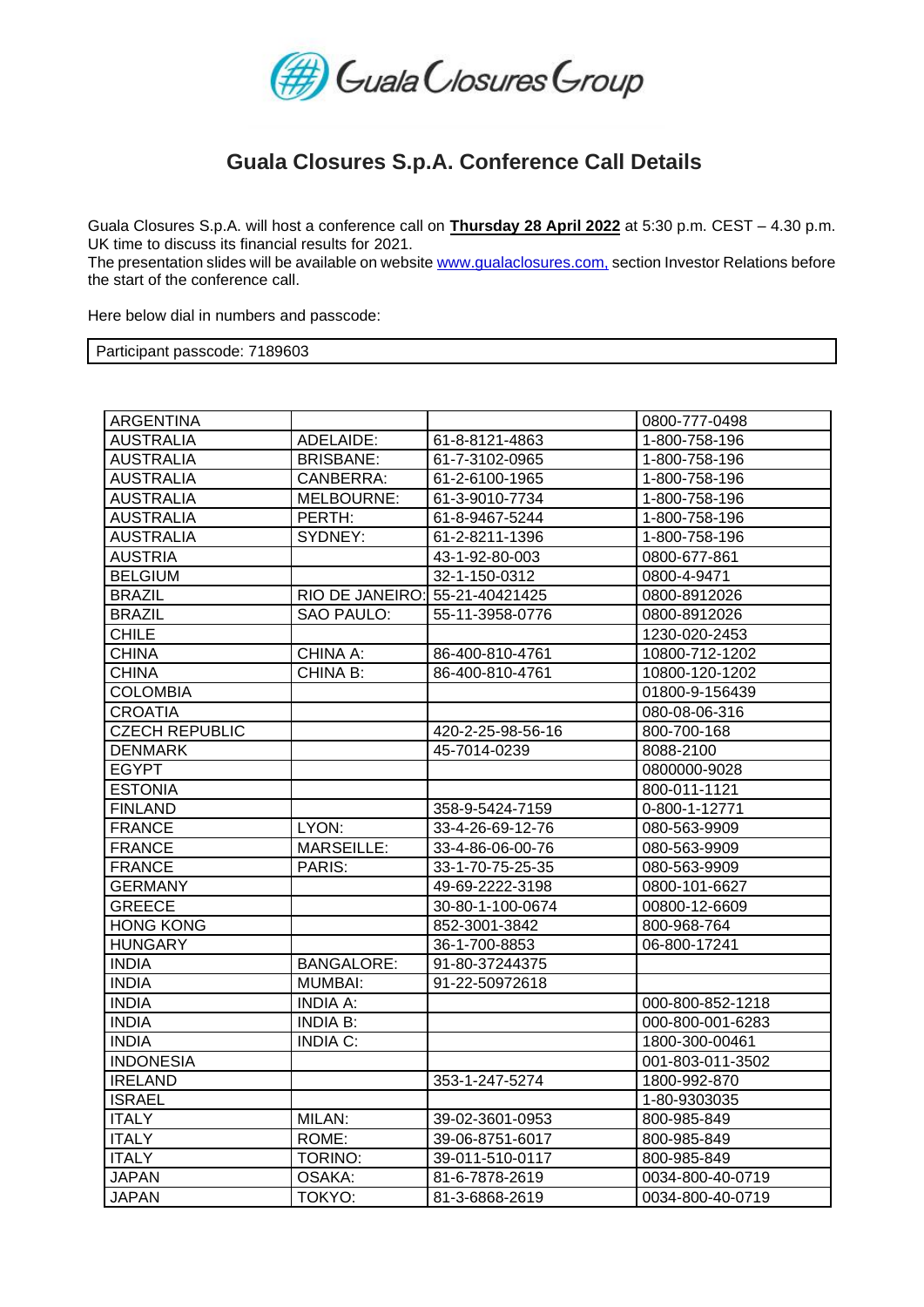# Guala Closures Group

## Guala Closures S.p.A. Conference Call Details

Guala Closures S.p.A. will host a conference call on **Thursday 28 April 2022** at 5:30 p.m. CEST – 4.30 p.m. UK time to discuss its financial results for 2021.
The presentation slides will be available on website www.gualaclosures.com, section Investor Relations before the start of the conference call.

Here below dial in numbers and passcode:

Participant passcode: 7189603

| | | | |
|---|---|---|---|
| ARGENTINA | | | 0800-777-0498 |
| AUSTRALIA | ADELAIDE: | 61-8-8121-4863 | 1-800-758-196 |
| AUSTRALIA | BRISBANE: | 61-7-3102-0965 | 1-800-758-196 |
| AUSTRALIA | CANBERRA: | 61-2-6100-1965 | 1-800-758-196 |
| AUSTRALIA | MELBOURNE: | 61-3-9010-7734 | 1-800-758-196 |
| AUSTRALIA | PERTH: | 61-8-9467-5244 | 1-800-758-196 |
| AUSTRALIA | SYDNEY: | 61-2-8211-1396 | 1-800-758-196 |
| AUSTRIA | | 43-1-92-80-003 | 0800-677-861 |
| BELGIUM | | 32-1-150-0312 | 0800-4-9471 |
| BRAZIL | RIO DE JANEIRO: | 55-21-40421425 | 0800-8912026 |
| BRAZIL | SAO PAULO: | 55-11-3958-0776 | 0800-8912026 |
| CHILE | | | 1230-020-2453 |
| CHINA | CHINA A: | 86-400-810-4761 | 10800-712-1202 |
| CHINA | CHINA B: | 86-400-810-4761 | 10800-120-1202 |
| COLOMBIA | | | 01800-9-156439 |
| CROATIA | | | 080-08-06-316 |
| CZECH REPUBLIC | | 420-2-25-98-56-16 | 800-700-168 |
| DENMARK | | 45-7014-0239 | 8088-2100 |
| EGYPT | | | 0800000-9028 |
| ESTONIA | | | 800-011-1121 |
| FINLAND | | 358-9-5424-7159 | 0-800-1-12771 |
| FRANCE | LYON: | 33-4-26-69-12-76 | 080-563-9909 |
| FRANCE | MARSEILLE: | 33-4-86-06-00-76 | 080-563-9909 |
| FRANCE | PARIS: | 33-1-70-75-25-35 | 080-563-9909 |
| GERMANY | | 49-69-2222-3198 | 0800-101-6627 |
| GREECE | | 30-80-1-100-0674 | 00800-12-6609 |
| HONG KONG | | 852-3001-3842 | 800-968-764 |
| HUNGARY | | 36-1-700-8853 | 06-800-17241 |
| INDIA | BANGALORE: | 91-80-37244375 | |
| INDIA | MUMBAI: | 91-22-50972618 | |
| INDIA | INDIA A: | | 000-800-852-1218 |
| INDIA | INDIA B: | | 000-800-001-6283 |
| INDIA | INDIA C: | | 1800-300-00461 |
| INDONESIA | | | 001-803-011-3502 |
| IRELAND | | 353-1-247-5274 | 1800-992-870 |
| ISRAEL | | | 1-80-9303035 |
| ITALY | MILAN: | 39-02-3601-0953 | 800-985-849 |
| ITALY | ROME: | 39-06-8751-6017 | 800-985-849 |
| ITALY | TORINO: | 39-011-510-0117 | 800-985-849 |
| JAPAN | OSAKA: | 81-6-7878-2619 | 0034-800-40-0719 |
| JAPAN | TOKYO: | 81-3-6868-2619 | 0034-800-40-0719 |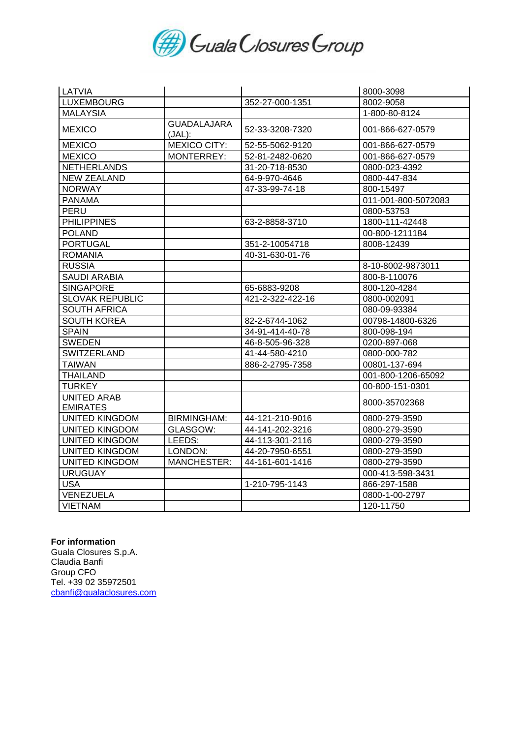| | | | |
|---|---|---|---|
| LATVIA | | | 8000-3098 |
| LUXEMBOURG | | 352-27-000-1351 | 8002-9058 |
| MALAYSIA | | | 1-800-80-8124 |
| MEXICO | GUADALAJARA (JAL): | 52-33-3208-7320 | 001-866-627-0579 |
| MEXICO | MEXICO CITY: | 52-55-5062-9120 | 001-866-627-0579 |
| MEXICO | MONTERREY: | 52-81-2482-0620 | 001-866-627-0579 |
| NETHERLANDS | | 31-20-718-8530 | 0800-023-4392 |
| NEW ZEALAND | | 64-9-970-4646 | 0800-447-834 |
| NORWAY | | 47-33-99-74-18 | 800-15497 |
| PANAMA | | | 011-001-800-5072083 |
| PERU | | | 0800-53753 |
| PHILIPPINES | | 63-2-8858-3710 | 1800-111-42448 |
| POLAND | | | 00-800-1211184 |
| PORTUGAL | | 351-2-10054718 | 8008-12439 |
| ROMANIA | | 40-31-630-01-76 | |
| RUSSIA | | | 8-10-8002-9873011 |
| SAUDI ARABIA | | | 800-8-110076 |
| SINGAPORE | | 65-6883-9208 | 800-120-4284 |
| SLOVAK REPUBLIC | | 421-2-322-422-16 | 0800-002091 |
| SOUTH AFRICA | | | 080-09-93384 |
| SOUTH KOREA | | 82-2-6744-1062 | 00798-14800-6326 |
| SPAIN | | 34-91-414-40-78 | 800-098-194 |
| SWEDEN | | 46-8-505-96-328 | 0200-897-068 |
| SWITZERLAND | | 41-44-580-4210 | 0800-000-782 |
| TAIWAN | | 886-2-2795-7358 | 00801-137-694 |
| THAILAND | | | 001-800-1206-65092 |
| TURKEY | | | 00-800-151-0301 |
| UNITED ARAB EMIRATES | | | 8000-35702368 |
| UNITED KINGDOM | BIRMINGHAM: | 44-121-210-9016 | 0800-279-3590 |
| UNITED KINGDOM | GLASGOW: | 44-141-202-3216 | 0800-279-3590 |
| UNITED KINGDOM | LEEDS: | 44-113-301-2116 | 0800-279-3590 |
| UNITED KINGDOM | LONDON: | 44-20-7950-6551 | 0800-279-3590 |
| UNITED KINGDOM | MANCHESTER: | 44-161-601-1416 | 0800-279-3590 |
| URUGUAY | | | 000-413-598-3431 |
| USA | | 1-210-795-1143 | 866-297-1588 |
| VENEZUELA | | | 0800-1-00-2797 |
| VIETNAM | | | 120-11750 |

**For information**
Guala Closures S.p.A.
Claudia Banfi
Group CFO
Tel. +39 02 35972501
cbanfi@gualaclosures.com